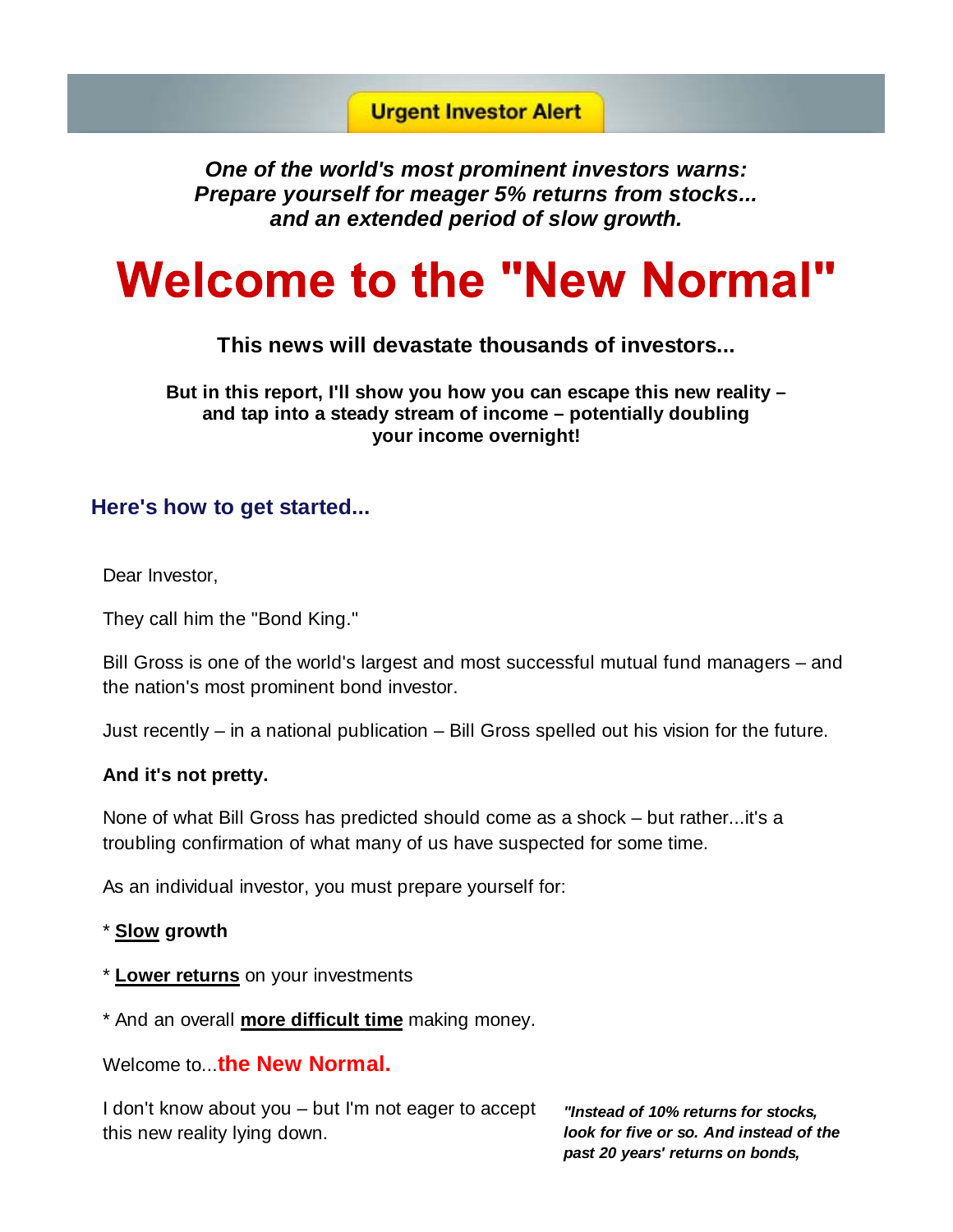**Urgent Investor Alert**

***One of the world's most prominent investors warns: Prepare yourself for meager 5% returns from stocks... and an extended period of slow growth.***

# Welcome to the "New Normal"

**This news will devastate thousands of investors...**

**But in this report, I'll show you how you can escape this new reality – and tap into a steady stream of income – potentially doubling your income overnight!**

## Here's how to get started...

Dear Investor,

They call him the "Bond King."

Bill Gross is one of the world's largest and most successful mutual fund managers – and the nation's most prominent bond investor.

Just recently – in a national publication – Bill Gross spelled out his vision for the future.

**And it's not pretty.**

None of what Bill Gross has predicted should come as a shock – but rather...it's a troubling confirmation of what many of us have suspected for some time.

As an individual investor, you must prepare yourself for:

* **Slow** growth

* **Lower returns** on your investments

* And an overall **more difficult time** making money.

Welcome to...**the New Normal.**

I don't know about you – but I'm not eager to accept this new reality lying down.

***"Instead of 10% returns for stocks, look for five or so. And instead of the past 20 years' returns on bonds,***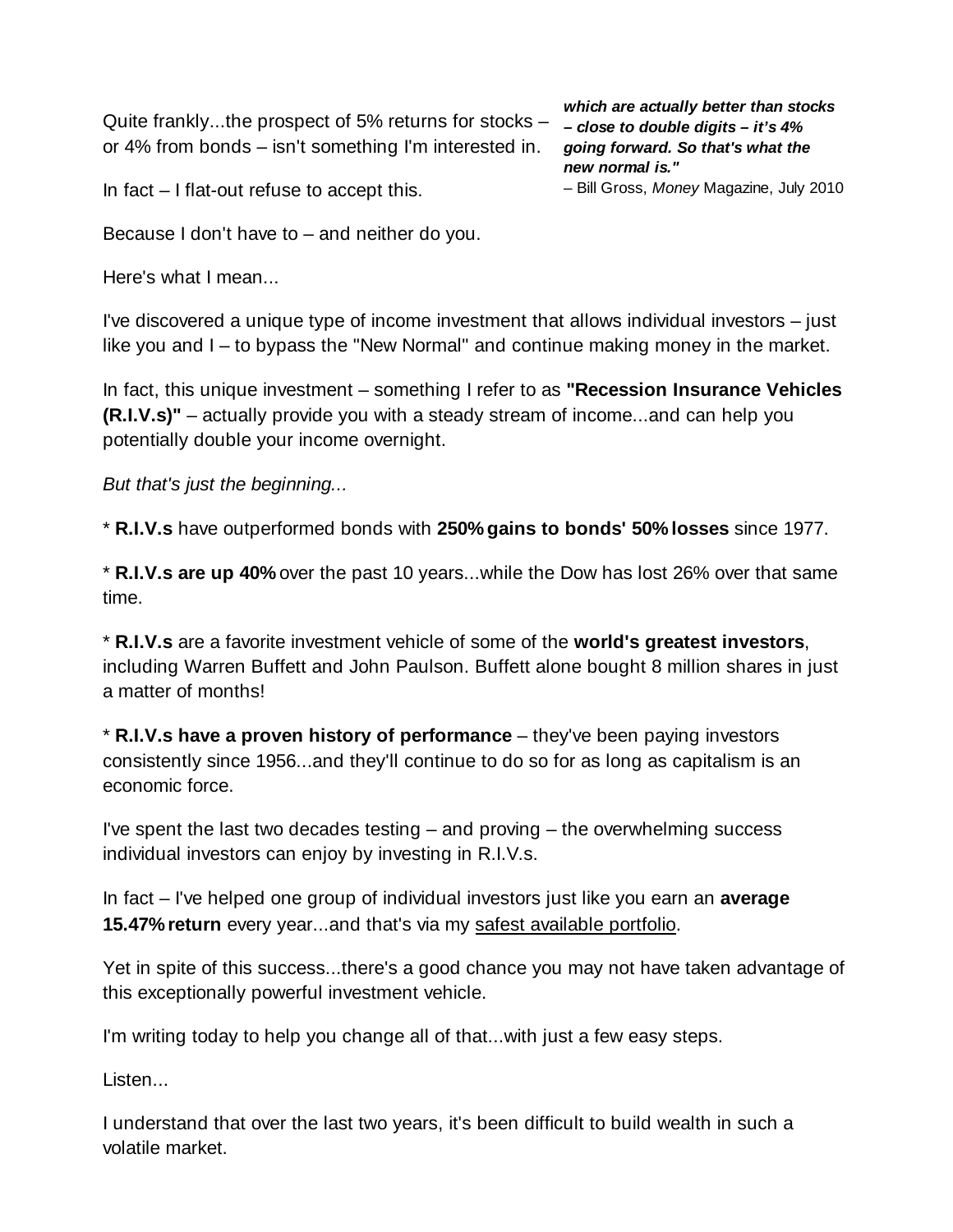Quite frankly...the prospect of 5% returns for stocks – or 4% from bonds – isn't something I'm interested in.

***which are actually better than stocks – close to double digits – it's 4% going forward. So that's what the new normal is."***
– Bill Gross, *Money* Magazine, July 2010

In fact – I flat-out refuse to accept this.

Because I don't have to – and neither do you.

Here's what I mean...

I've discovered a unique type of income investment that allows individual investors – just like you and I – to bypass the "New Normal" and continue making money in the market.

In fact, this unique investment – something I refer to as **"Recession Insurance Vehicles (R.I.V.s)"** – actually provide you with a steady stream of income...and can help you potentially double your income overnight.

*But that's just the beginning...*

* **R.I.V.s** have outperformed bonds with **250% gains to bonds' 50% losses** since 1977.

* **R.I.V.s are up 40%** over the past 10 years...while the Dow has lost 26% over that same time.

* **R.I.V.s** are a favorite investment vehicle of some of the **world's greatest investors**, including Warren Buffett and John Paulson. Buffett alone bought 8 million shares in just a matter of months!

* **R.I.V.s have a proven history of performance** – they've been paying investors consistently since 1956...and they'll continue to do so for as long as capitalism is an economic force.

I've spent the last two decades testing – and proving – the overwhelming success individual investors can enjoy by investing in R.I.V.s.

In fact – I've helped one group of individual investors just like you earn an **average 15.47% return** every year...and that's via my safest available portfolio.

Yet in spite of this success...there's a good chance you may not have taken advantage of this exceptionally powerful investment vehicle.

I'm writing today to help you change all of that...with just a few easy steps.

Listen...

I understand that over the last two years, it's been difficult to build wealth in such a volatile market.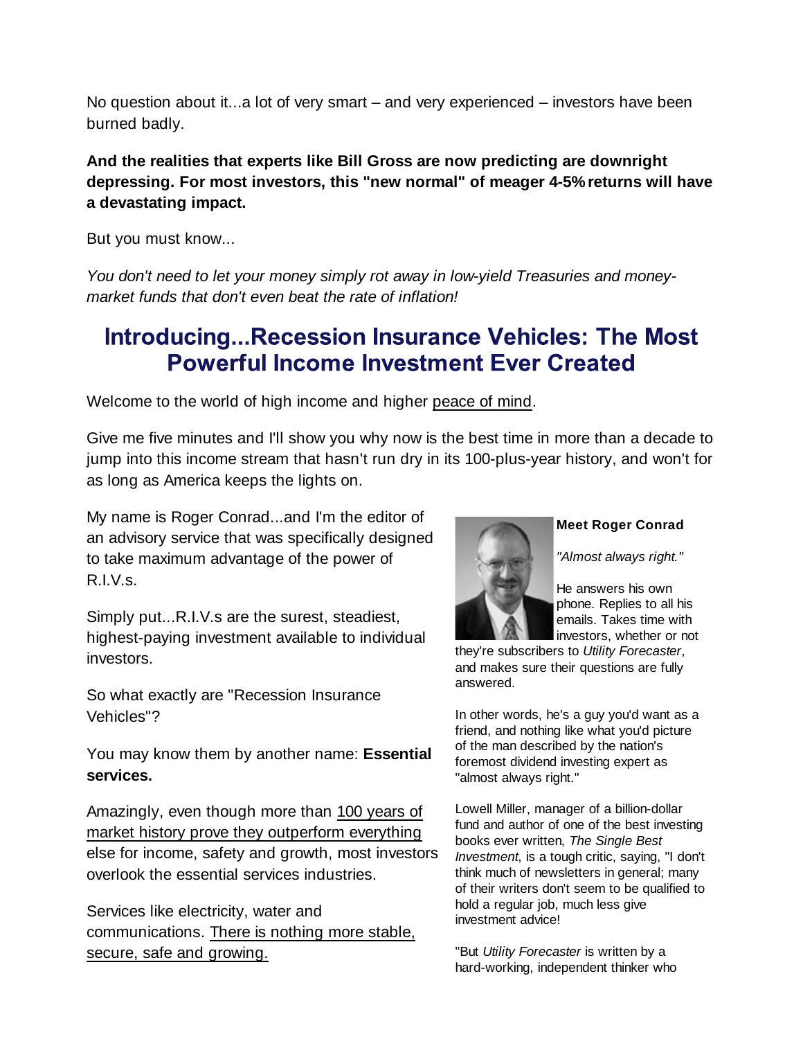No question about it...a lot of very smart – and very experienced – investors have been burned badly.

**And the realities that experts like Bill Gross are now predicting are downright depressing. For most investors, this "new normal" of meager 4-5% returns will have a devastating impact.**

But you must know...

*You don't need to let your money simply rot away in low-yield Treasuries and money-market funds that don't even beat the rate of inflation!*

## Introducing...Recession Insurance Vehicles: The Most Powerful Income Investment Ever Created

Welcome to the world of high income and higher peace of mind.

Give me five minutes and I'll show you why now is the best time in more than a decade to jump into this income stream that hasn't run dry in its 100-plus-year history, and won't for as long as America keeps the lights on.

My name is Roger Conrad...and I'm the editor of an advisory service that was specifically designed to take maximum advantage of the power of R.I.V.s.

Simply put...R.I.V.s are the surest, steadiest, highest-paying investment available to individual investors.

So what exactly are "Recession Insurance Vehicles"?

You may know them by another name: **Essential services.**

Amazingly, even though more than 100 years of market history prove they outperform everything else for income, safety and growth, most investors overlook the essential services industries.

Services like electricity, water and communications. There is nothing more stable, secure, safe and growing.

**Meet Roger Conrad**

*"Almost always right."*

He answers his own phone. Replies to all his emails. Takes time with investors, whether or not they're subscribers to *Utility Forecaster*, and makes sure their questions are fully answered.

In other words, he's a guy you'd want as a friend, and nothing like what you'd picture of the man described by the nation's foremost dividend investing expert as "almost always right."

Lowell Miller, manager of a billion-dollar fund and author of one of the best investing books ever written, *The Single Best Investment*, is a tough critic, saying, "I don't think much of newsletters in general; many of their writers don't seem to be qualified to hold a regular job, much less give investment advice!

"But *Utility Forecaster* is written by a hard-working, independent thinker who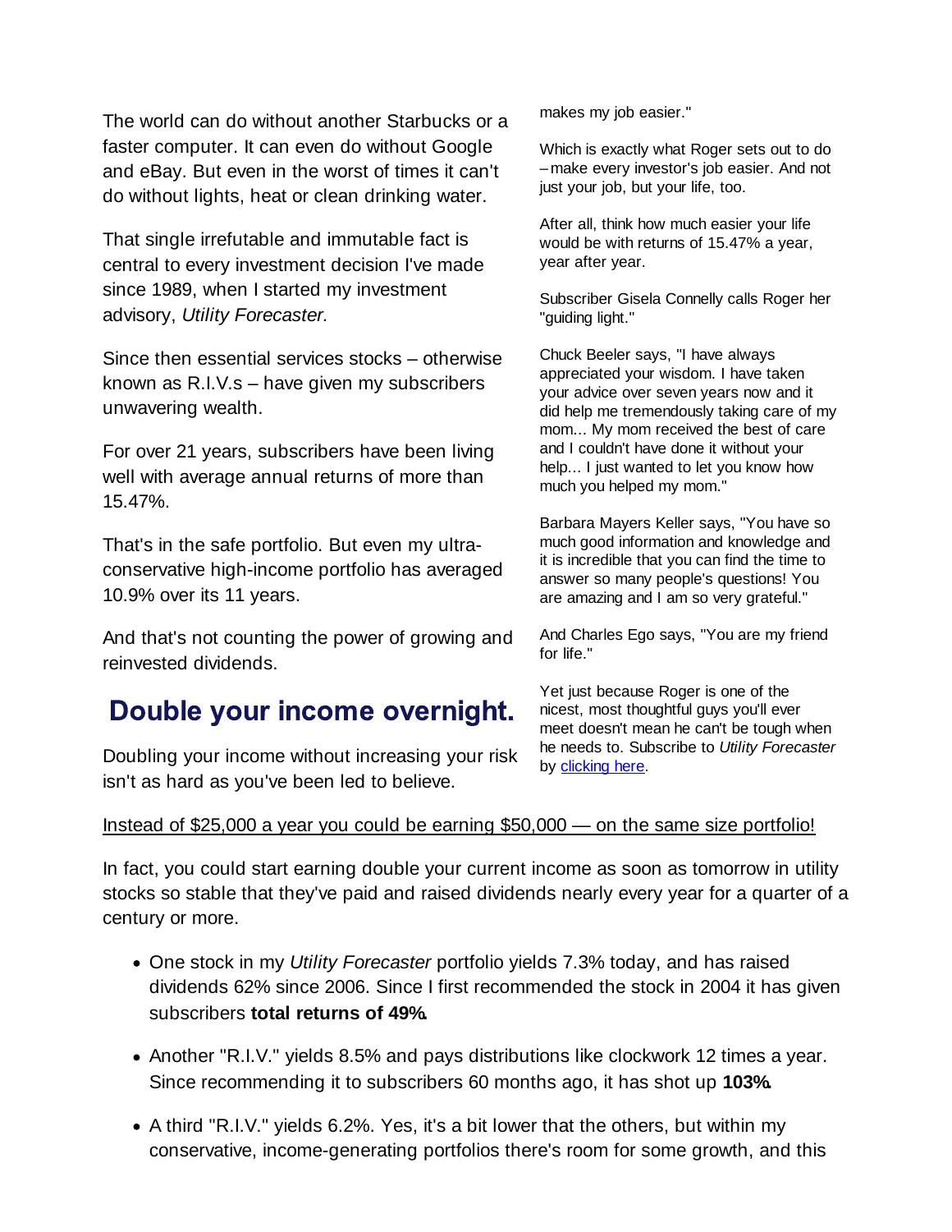The world can do without another Starbucks or a faster computer. It can even do without Google and eBay. But even in the worst of times it can't do without lights, heat or clean drinking water.

That single irrefutable and immutable fact is central to every investment decision I've made since 1989, when I started my investment advisory, *Utility Forecaster.*

Since then essential services stocks – otherwise known as R.I.V.s – have given my subscribers unwavering wealth.

For over 21 years, subscribers have been living well with average annual returns of more than 15.47%.

That's in the safe portfolio. But even my ultra-conservative high-income portfolio has averaged 10.9% over its 11 years.

And that's not counting the power of growing and reinvested dividends.

## Double your income overnight.

Doubling your income without increasing your risk isn't as hard as you've been led to believe.

makes my job easier."

Which is exactly what Roger sets out to do – make every investor's job easier. And not just your job, but your life, too.

After all, think how much easier your life would be with returns of 15.47% a year, year after year.

Subscriber Gisela Connelly calls Roger her "guiding light."

Chuck Beeler says, "I have always appreciated your wisdom. I have taken your advice over seven years now and it did help me tremendously taking care of my mom... My mom received the best of care and I couldn't have done it without your help... I just wanted to let you know how much you helped my mom."

Barbara Mayers Keller says, "You have so much good information and knowledge and it is incredible that you can find the time to answer so many people's questions! You are amazing and I am so very grateful."

And Charles Ego says, "You are my friend for life."

Yet just because Roger is one of the nicest, most thoughtful guys you'll ever meet doesn't mean he can't be tough when he needs to. Subscribe to *Utility Forecaster* by clicking here.

Instead of $25,000 a year you could be earning $50,000 — on the same size portfolio!

In fact, you could start earning double your current income as soon as tomorrow in utility stocks so stable that they've paid and raised dividends nearly every year for a quarter of a century or more.

- One stock in my *Utility Forecaster* portfolio yields 7.3% today, and has raised dividends 62% since 2006. Since I first recommended the stock in 2004 it has given subscribers **total returns of 49%.**
- Another "R.I.V." yields 8.5% and pays distributions like clockwork 12 times a year. Since recommending it to subscribers 60 months ago, it has shot up **103%.**
- A third "R.I.V." yields 6.2%. Yes, it's a bit lower that the others, but within my conservative, income-generating portfolios there's room for some growth, and this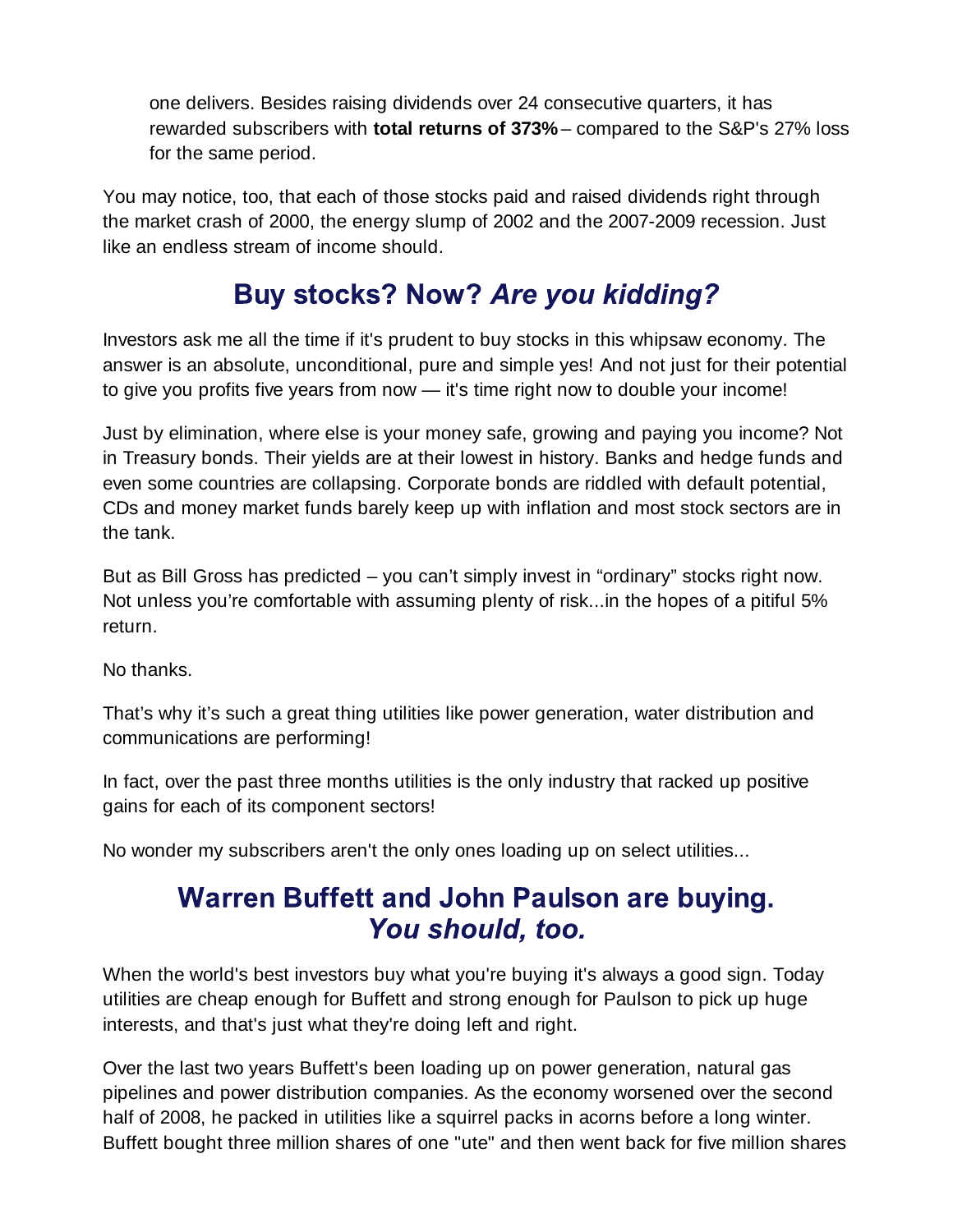one delivers. Besides raising dividends over 24 consecutive quarters, it has rewarded subscribers with **total returns of 373%** – compared to the S&P's 27% loss for the same period.

You may notice, too, that each of those stocks paid and raised dividends right through the market crash of 2000, the energy slump of 2002 and the 2007-2009 recession. Just like an endless stream of income should.

## Buy stocks? Now? *Are you kidding?*

Investors ask me all the time if it's prudent to buy stocks in this whipsaw economy. The answer is an absolute, unconditional, pure and simple yes! And not just for their potential to give you profits five years from now — it's time right now to double your income!

Just by elimination, where else is your money safe, growing and paying you income? Not in Treasury bonds. Their yields are at their lowest in history. Banks and hedge funds and even some countries are collapsing. Corporate bonds are riddled with default potential, CDs and money market funds barely keep up with inflation and most stock sectors are in the tank.

But as Bill Gross has predicted – you can't simply invest in "ordinary" stocks right now. Not unless you're comfortable with assuming plenty of risk...in the hopes of a pitiful 5% return.

No thanks.

That's why it's such a great thing utilities like power generation, water distribution and communications are performing!

In fact, over the past three months utilities is the only industry that racked up positive gains for each of its component sectors!

No wonder my subscribers aren't the only ones loading up on select utilities...

## Warren Buffett and John Paulson are buying. *You should, too.*

When the world's best investors buy what you're buying it's always a good sign. Today utilities are cheap enough for Buffett and strong enough for Paulson to pick up huge interests, and that's just what they're doing left and right.

Over the last two years Buffett's been loading up on power generation, natural gas pipelines and power distribution companies. As the economy worsened over the second half of 2008, he packed in utilities like a squirrel packs in acorns before a long winter. Buffett bought three million shares of one "ute" and then went back for five million shares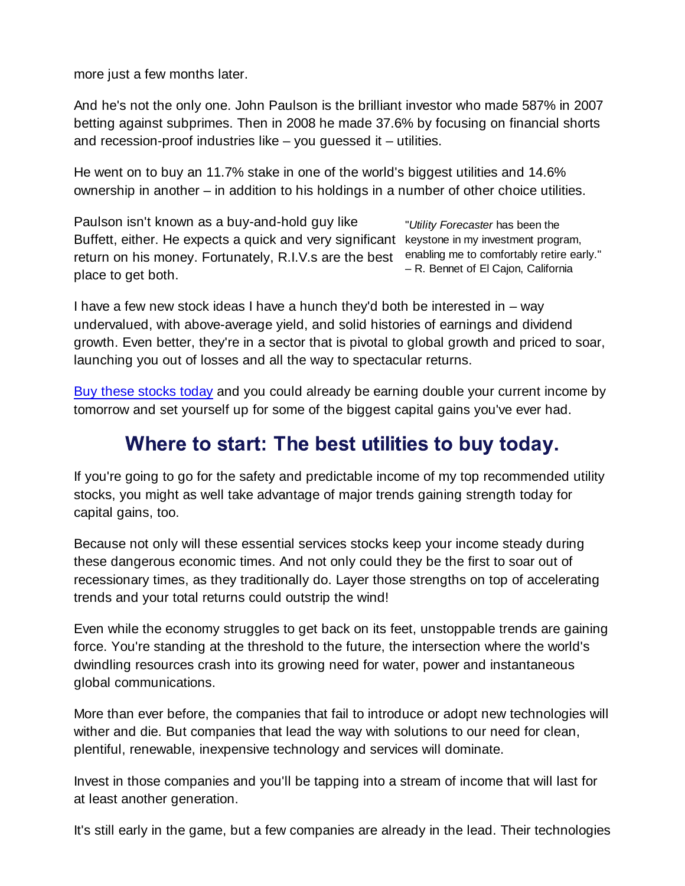more just a few months later.

And he's not the only one. John Paulson is the brilliant investor who made 587% in 2007 betting against subprimes. Then in 2008 he made 37.6% by focusing on financial shorts and recession-proof industries like – you guessed it – utilities.

He went on to buy an 11.7% stake in one of the world's biggest utilities and 14.6% ownership in another – in addition to his holdings in a number of other choice utilities.

Paulson isn't known as a buy-and-hold guy like Buffett, either. He expects a quick and very significant return on his money. Fortunately, R.I.V.s are the best place to get both.

> "*Utility Forecaster* has been the keystone in my investment program, enabling me to comfortably retire early."
> – R. Bennet of El Cajon, California

I have a few new stock ideas I have a hunch they'd both be interested in – way undervalued, with above-average yield, and solid histories of earnings and dividend growth. Even better, they're in a sector that is pivotal to global growth and priced to soar, launching you out of losses and all the way to spectacular returns.

Buy these stocks today and you could already be earning double your current income by tomorrow and set yourself up for some of the biggest capital gains you've ever had.

## Where to start: The best utilities to buy today.

If you're going to go for the safety and predictable income of my top recommended utility stocks, you might as well take advantage of major trends gaining strength today for capital gains, too.

Because not only will these essential services stocks keep your income steady during these dangerous economic times. And not only could they be the first to soar out of recessionary times, as they traditionally do. Layer those strengths on top of accelerating trends and your total returns could outstrip the wind!

Even while the economy struggles to get back on its feet, unstoppable trends are gaining force. You're standing at the threshold to the future, the intersection where the world's dwindling resources crash into its growing need for water, power and instantaneous global communications.

More than ever before, the companies that fail to introduce or adopt new technologies will wither and die. But companies that lead the way with solutions to our need for clean, plentiful, renewable, inexpensive technology and services will dominate.

Invest in those companies and you'll be tapping into a stream of income that will last for at least another generation.

It's still early in the game, but a few companies are already in the lead. Their technologies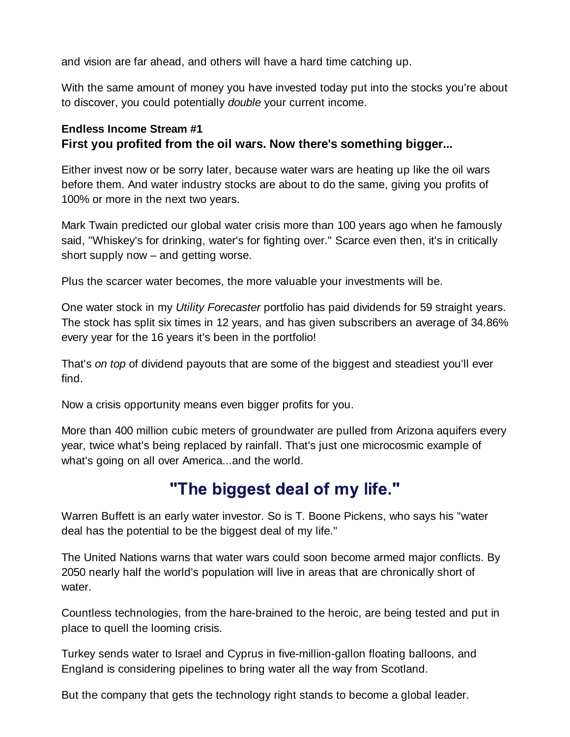and vision are far ahead, and others will have a hard time catching up.

With the same amount of money you have invested today put into the stocks you're about to discover, you could potentially *double* your current income.

**Endless Income Stream #1**
**First you profited from the oil wars. Now there's something bigger...**

Either invest now or be sorry later, because water wars are heating up like the oil wars before them. And water industry stocks are about to do the same, giving you profits of 100% or more in the next two years.

Mark Twain predicted our global water crisis more than 100 years ago when he famously said, "Whiskey's for drinking, water's for fighting over." Scarce even then, it's in critically short supply now – and getting worse.

Plus the scarcer water becomes, the more valuable your investments will be.

One water stock in my *Utility Forecaster* portfolio has paid dividends for 59 straight years. The stock has split six times in 12 years, and has given subscribers an average of 34.86% every year for the 16 years it's been in the portfolio!

That's *on top* of dividend payouts that are some of the biggest and steadiest you'll ever find.

Now a crisis opportunity means even bigger profits for you.

More than 400 million cubic meters of groundwater are pulled from Arizona aquifers every year, twice what's being replaced by rainfall. That's just one microcosmic example of what's going on all over America...and the world.

## "The biggest deal of my life."

Warren Buffett is an early water investor. So is T. Boone Pickens, who says his "water deal has the potential to be the biggest deal of my life."

The United Nations warns that water wars could soon become armed major conflicts. By 2050 nearly half the world's population will live in areas that are chronically short of water.

Countless technologies, from the hare-brained to the heroic, are being tested and put in place to quell the looming crisis.

Turkey sends water to Israel and Cyprus in five-million-gallon floating balloons, and England is considering pipelines to bring water all the way from Scotland.

But the company that gets the technology right stands to become a global leader.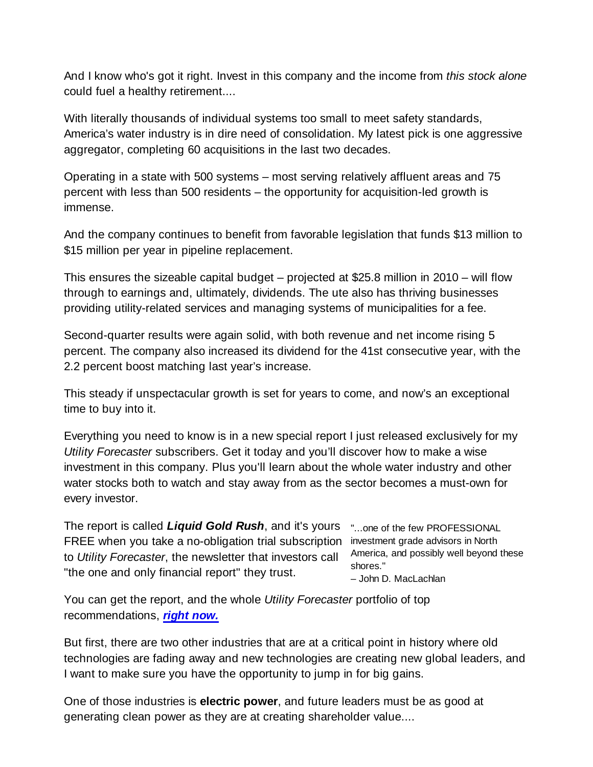And I know who's got it right. Invest in this company and the income from *this stock alone* could fuel a healthy retirement....

With literally thousands of individual systems too small to meet safety standards, America's water industry is in dire need of consolidation. My latest pick is one aggressive aggregator, completing 60 acquisitions in the last two decades.

Operating in a state with 500 systems – most serving relatively affluent areas and 75 percent with less than 500 residents – the opportunity for acquisition-led growth is immense.

And the company continues to benefit from favorable legislation that funds $13 million to $15 million per year in pipeline replacement.

This ensures the sizeable capital budget – projected at $25.8 million in 2010 – will flow through to earnings and, ultimately, dividends. The ute also has thriving businesses providing utility-related services and managing systems of municipalities for a fee.

Second-quarter results were again solid, with both revenue and net income rising 5 percent. The company also increased its dividend for the 41st consecutive year, with the 2.2 percent boost matching last year's increase.

This steady if unspectacular growth is set for years to come, and now's an exceptional time to buy into it.

Everything you need to know is in a new special report I just released exclusively for my *Utility Forecaster* subscribers. Get it today and you'll discover how to make a wise investment in this company. Plus you'll learn about the whole water industry and other water stocks both to watch and stay away from as the sector becomes a must-own for every investor.

The report is called ***Liquid Gold Rush***, and it's yours FREE when you take a no-obligation trial subscription to *Utility Forecaster*, the newsletter that investors call "the one and only financial report" they trust.

"...one of the few PROFESSIONAL investment grade advisors in North America, and possibly well beyond these shores."
– John D. MacLachlan

You can get the report, and the whole *Utility Forecaster* portfolio of top recommendations, ***right now.***

But first, there are two other industries that are at a critical point in history where old technologies are fading away and new technologies are creating new global leaders, and I want to make sure you have the opportunity to jump in for big gains.

One of those industries is **electric power**, and future leaders must be as good at generating clean power as they are at creating shareholder value....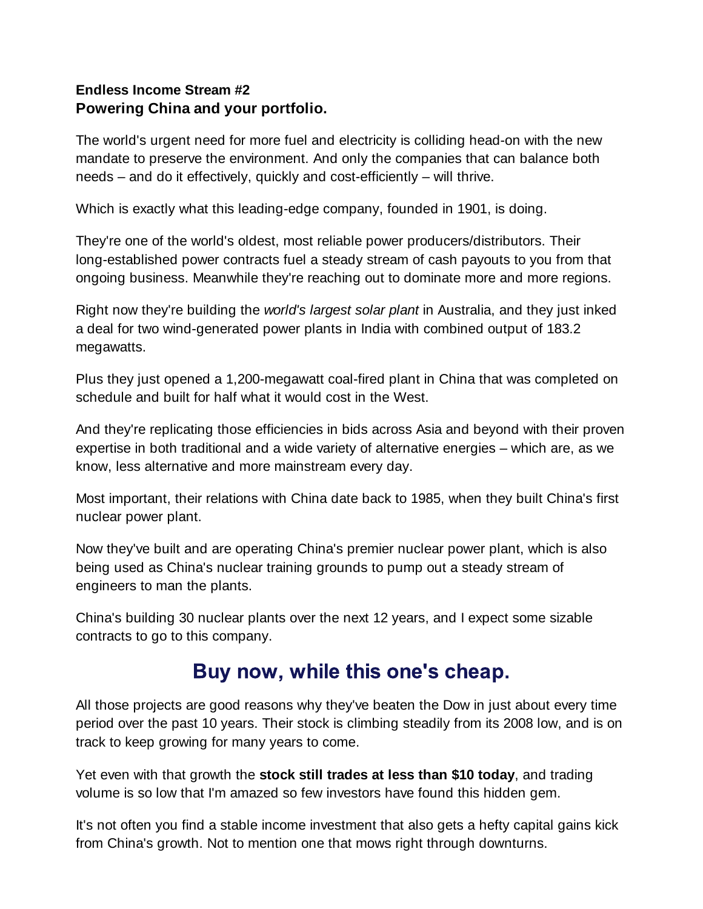**Endless Income Stream #2**
**Powering China and your portfolio.**

The world's urgent need for more fuel and electricity is colliding head-on with the new mandate to preserve the environment. And only the companies that can balance both needs – and do it effectively, quickly and cost-efficiently – will thrive.

Which is exactly what this leading-edge company, founded in 1901, is doing.

They're one of the world's oldest, most reliable power producers/distributors. Their long-established power contracts fuel a steady stream of cash payouts to you from that ongoing business. Meanwhile they're reaching out to dominate more and more regions.

Right now they're building the *world's largest solar plant* in Australia, and they just inked a deal for two wind-generated power plants in India with combined output of 183.2 megawatts.

Plus they just opened a 1,200-megawatt coal-fired plant in China that was completed on schedule and built for half what it would cost in the West.

And they're replicating those efficiencies in bids across Asia and beyond with their proven expertise in both traditional and a wide variety of alternative energies – which are, as we know, less alternative and more mainstream every day.

Most important, their relations with China date back to 1985, when they built China's first nuclear power plant.

Now they've built and are operating China's premier nuclear power plant, which is also being used as China's nuclear training grounds to pump out a steady stream of engineers to man the plants.

China's building 30 nuclear plants over the next 12 years, and I expect some sizable contracts to go to this company.

## Buy now, while this one's cheap.

All those projects are good reasons why they've beaten the Dow in just about every time period over the past 10 years. Their stock is climbing steadily from its 2008 low, and is on track to keep growing for many years to come.

Yet even with that growth the **stock still trades at less than $10 today**, and trading volume is so low that I'm amazed so few investors have found this hidden gem.

It's not often you find a stable income investment that also gets a hefty capital gains kick from China's growth. Not to mention one that mows right through downturns.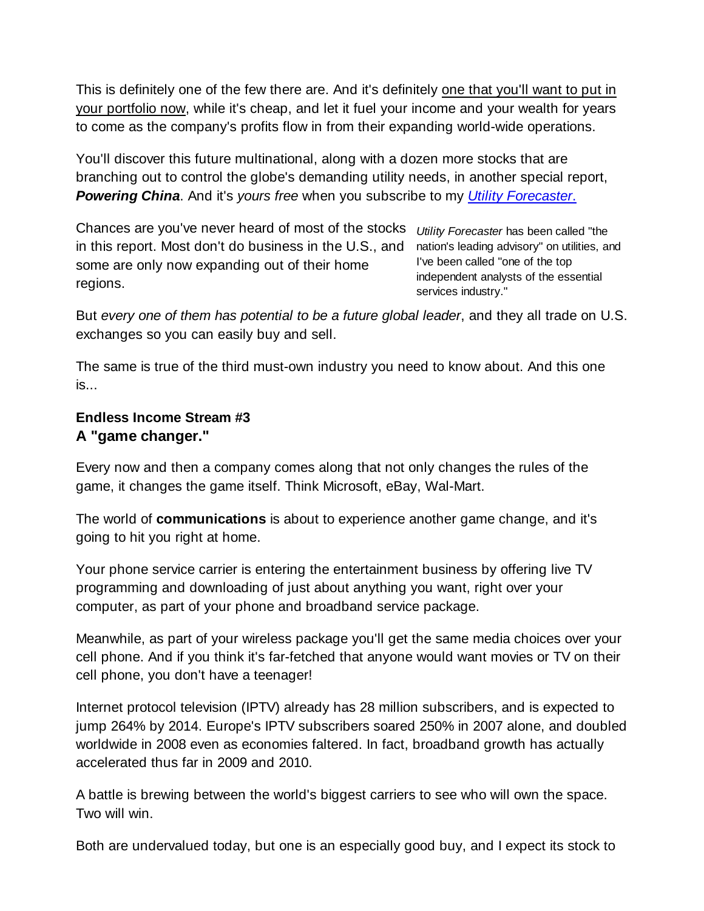This is definitely one of the few there are. And it's definitely <u>one that you'll want to put in your portfolio now</u>, while it's cheap, and let it fuel your income and your wealth for years to come as the company's profits flow in from their expanding world-wide operations.

You'll discover this future multinational, along with a dozen more stocks that are branching out to control the globe's demanding utility needs, in another special report, ***Powering China***. And it's *yours free* when you subscribe to my [*Utility Forecaster*.]()

Chances are you've never heard of most of the stocks in this report. Most don't do business in the U.S., and some are only now expanding out of their home regions.

*Utility Forecaster* has been called "the nation's leading advisory" on utilities, and I've been called "one of the top independent analysts of the essential services industry."

But *every one of them has potential to be a future global leader*, and they all trade on U.S. exchanges so you can easily buy and sell.

The same is true of the third must-own industry you need to know about. And this one is...

### Endless Income Stream #3
### A "game changer."

Every now and then a company comes along that not only changes the rules of the game, it changes the game itself. Think Microsoft, eBay, Wal-Mart.

The world of **communications** is about to experience another game change, and it's going to hit you right at home.

Your phone service carrier is entering the entertainment business by offering live TV programming and downloading of just about anything you want, right over your computer, as part of your phone and broadband service package.

Meanwhile, as part of your wireless package you'll get the same media choices over your cell phone. And if you think it's far-fetched that anyone would want movies or TV on their cell phone, you don't have a teenager!

Internet protocol television (IPTV) already has 28 million subscribers, and is expected to jump 264% by 2014. Europe's IPTV subscribers soared 250% in 2007 alone, and doubled worldwide in 2008 even as economies faltered. In fact, broadband growth has actually accelerated thus far in 2009 and 2010.

A battle is brewing between the world's biggest carriers to see who will own the space. Two will win.

Both are undervalued today, but one is an especially good buy, and I expect its stock to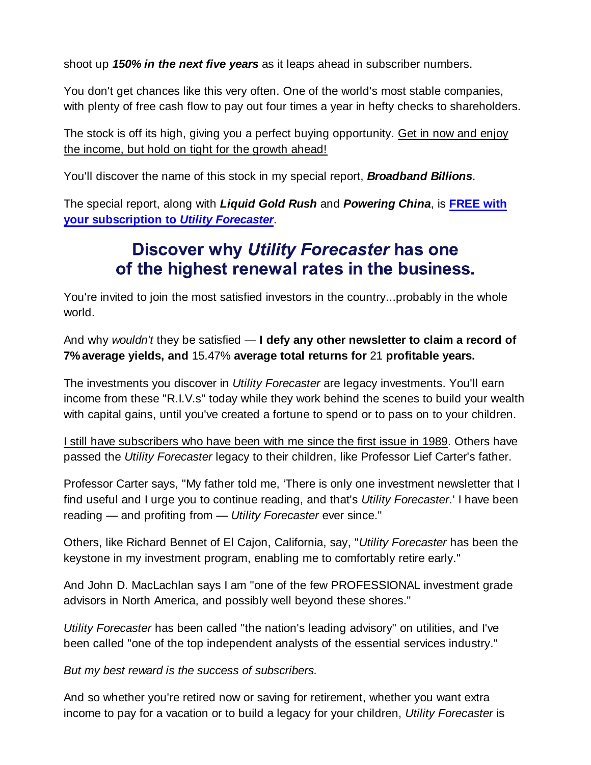shoot up ***150% in the next five years*** as it leaps ahead in subscriber numbers.

You don't get chances like this very often. One of the world's most stable companies, with plenty of free cash flow to pay out four times a year in hefty checks to shareholders.

The stock is off its high, giving you a perfect buying opportunity. <u>Get in now and enjoy the income, but hold on tight for the growth ahead!</u>

You'll discover the name of this stock in my special report, ***Broadband Billions***.

The special report, along with ***Liquid Gold Rush*** and ***Powering China***, is **FREE with your subscription to *Utility Forecaster***.

## Discover why *Utility Forecaster* has one of the highest renewal rates in the business.

You're invited to join the most satisfied investors in the country...probably in the whole world.

And why *wouldn't* they be satisfied — **I defy any other newsletter to claim a record of 7% average yields, and** 15.47% **average total returns for** 21 **profitable years.**

The investments you discover in *Utility Forecaster* are legacy investments. You'll earn income from these "R.I.V.s" today while they work behind the scenes to build your wealth with capital gains, until you've created a fortune to spend or to pass on to your children.

<u>I still have subscribers who have been with me since the first issue in 1989</u>. Others have passed the *Utility Forecaster* legacy to their children, like Professor Lief Carter's father.

Professor Carter says, "My father told me, 'There is only one investment newsletter that I find useful and I urge you to continue reading, and that's *Utility Forecaster*.' I have been reading — and profiting from — *Utility Forecaster* ever since."

Others, like Richard Bennet of El Cajon, California, say, "*Utility Forecaster* has been the keystone in my investment program, enabling me to comfortably retire early."

And John D. MacLachlan says I am "one of the few PROFESSIONAL investment grade advisors in North America, and possibly well beyond these shores."

*Utility Forecaster* has been called "the nation's leading advisory" on utilities, and I've been called "one of the top independent analysts of the essential services industry."

*But my best reward is the success of subscribers.*

And so whether you're retired now or saving for retirement, whether you want extra income to pay for a vacation or to build a legacy for your children, *Utility Forecaster* is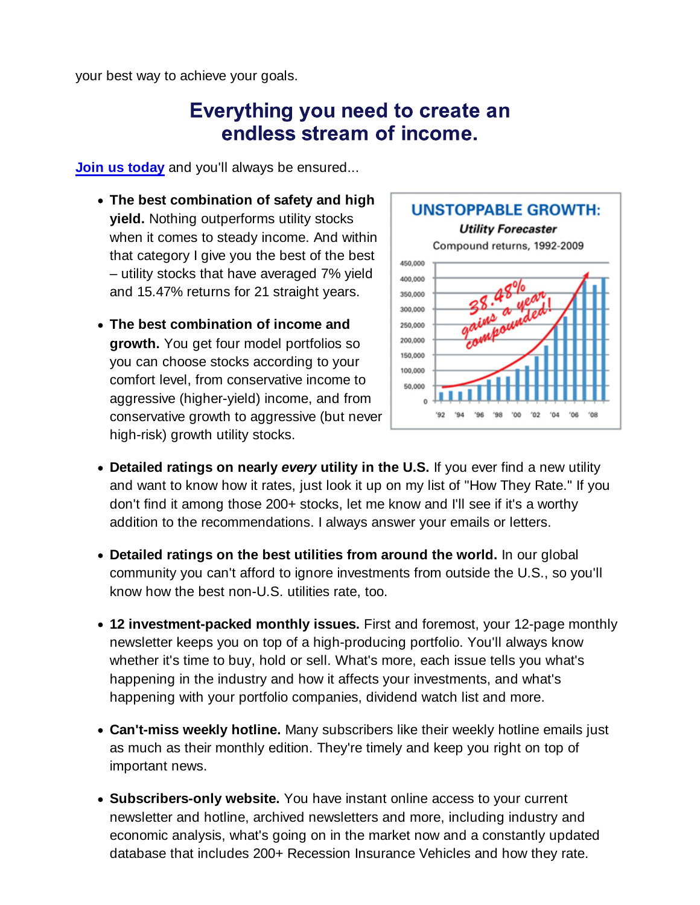your best way to achieve your goals.

## Everything you need to create an endless stream of income.

[Join us today](#) and you'll always be ensured...

- **The best combination of safety and high yield.** Nothing outperforms utility stocks when it comes to steady income. And within that category I give you the best of the best – utility stocks that have averaged 7% yield and 15.47% returns for 21 straight years.

- **The best combination of income and growth.** You get four model portfolios so you can choose stocks according to your comfort level, from conservative income to aggressive (higher-yield) income, and from conservative growth to aggressive (but never high-risk) growth utility stocks.

- **Detailed ratings on nearly *every* utility in the U.S.** If you ever find a new utility and want to know how it rates, just look it up on my list of "How They Rate." If you don't find it among those 200+ stocks, let me know and I'll see if it's a worthy addition to the recommendations. I always answer your emails or letters.

- **Detailed ratings on the best utilities from around the world.** In our global community you can't afford to ignore investments from outside the U.S., so you'll know how the best non-U.S. utilities rate, too.

- **12 investment-packed monthly issues.** First and foremost, your 12-page monthly newsletter keeps you on top of a high-producing portfolio. You'll always know whether it's time to buy, hold or sell. What's more, each issue tells you what's happening in the industry and how it affects your investments, and what's happening with your portfolio companies, dividend watch list and more.

- **Can't-miss weekly hotline.** Many subscribers like their weekly hotline emails just as much as their monthly edition. They're timely and keep you right on top of important news.

- **Subscribers-only website.** You have instant online access to your current newsletter and hotline, archived newsletters and more, including industry and economic analysis, what's going on in the market now and a constantly updated database that includes 200+ Recession Insurance Vehicles and how they rate.

**UNSTOPPABLE GROWTH:**
***Utility Forecaster***
Compound returns, 1992-2009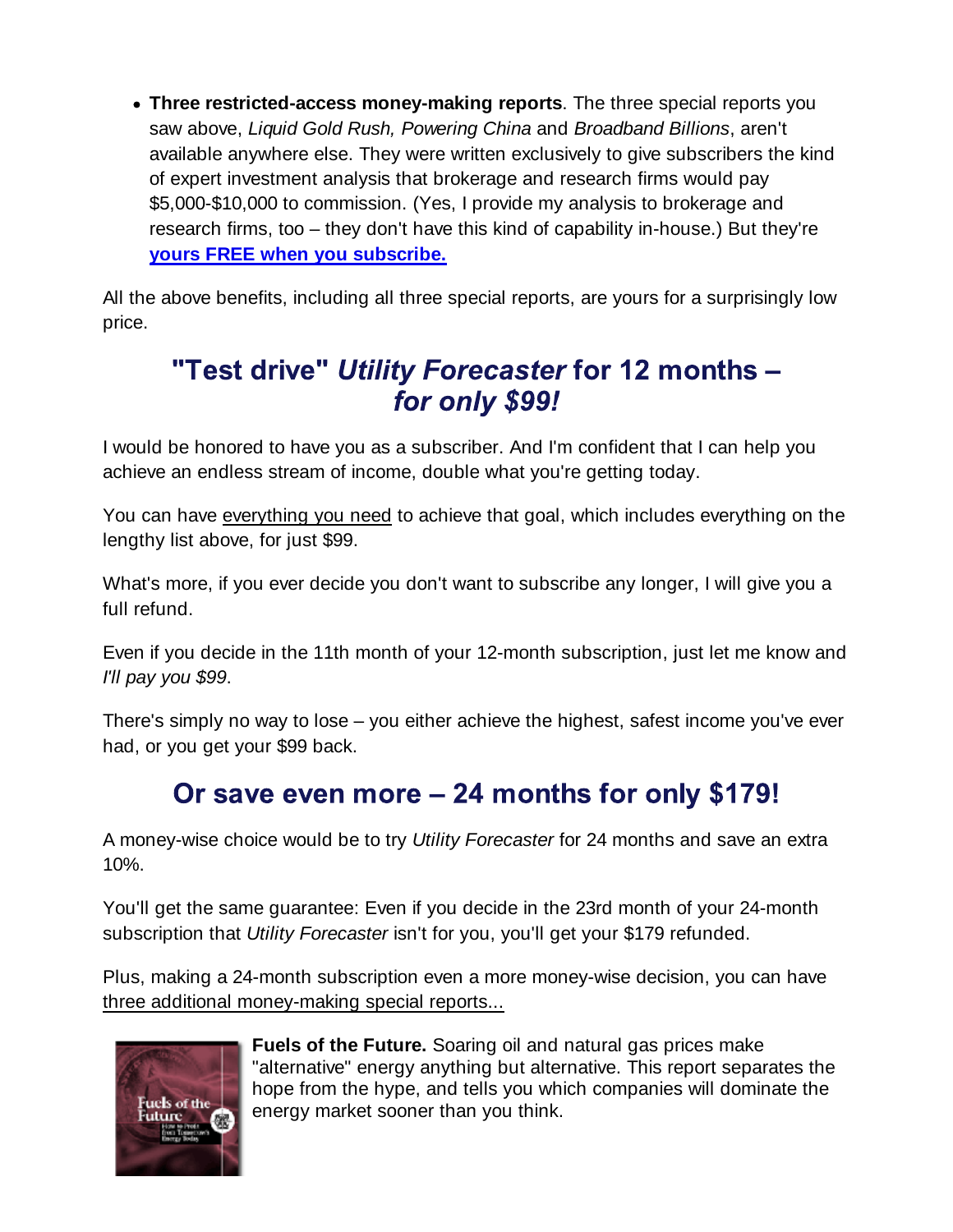- **Three restricted-access money-making reports**. The three special reports you saw above, *Liquid Gold Rush, Powering China* and *Broadband Billions*, aren't available anywhere else. They were written exclusively to give subscribers the kind of expert investment analysis that brokerage and research firms would pay $5,000-$10,000 to commission. (Yes, I provide my analysis to brokerage and research firms, too – they don't have this kind of capability in-house.) But they're **yours FREE when you subscribe.**

All the above benefits, including all three special reports, are yours for a surprisingly low price.

## "Test drive" *Utility Forecaster* for 12 months – *for only $99!*

I would be honored to have you as a subscriber. And I'm confident that I can help you achieve an endless stream of income, double what you're getting today.

You can have everything you need to achieve that goal, which includes everything on the lengthy list above, for just $99.

What's more, if you ever decide you don't want to subscribe any longer, I will give you a full refund.

Even if you decide in the 11th month of your 12-month subscription, just let me know and *I'll pay you $99*.

There's simply no way to lose – you either achieve the highest, safest income you've ever had, or you get your $99 back.

## Or save even more – 24 months for only $179!

A money-wise choice would be to try *Utility Forecaster* for 24 months and save an extra 10%.

You'll get the same guarantee: Even if you decide in the 23rd month of your 24-month subscription that *Utility Forecaster* isn't for you, you'll get your $179 refunded.

Plus, making a 24-month subscription even a more money-wise decision, you can have three additional money-making special reports...

**Fuels of the Future.** Soaring oil and natural gas prices make "alternative" energy anything but alternative. This report separates the hope from the hype, and tells you which companies will dominate the energy market sooner than you think.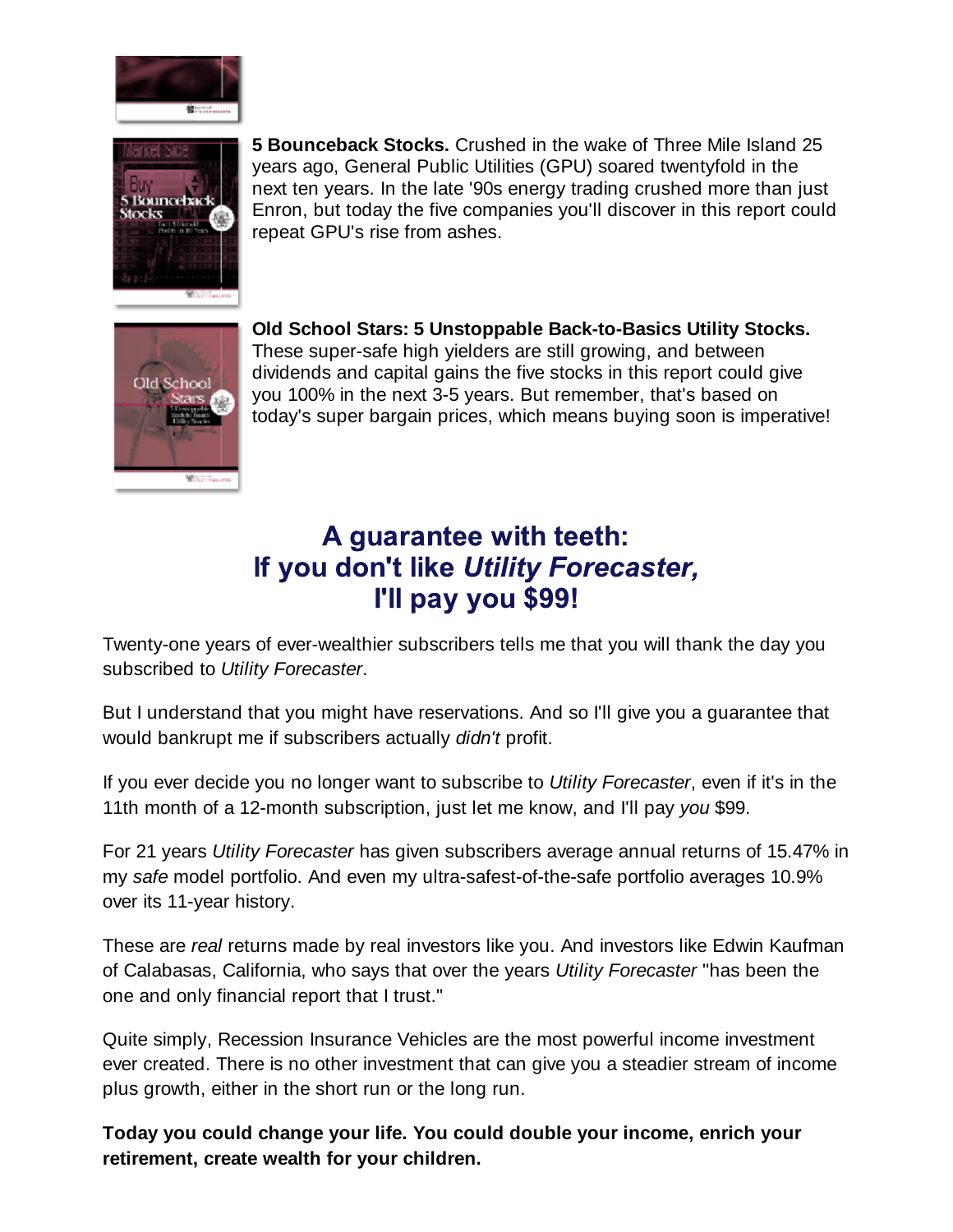**5 Bounceback Stocks.** Crushed in the wake of Three Mile Island 25 years ago, General Public Utilities (GPU) soared twentyfold in the next ten years. In the late '90s energy trading crushed more than just Enron, but today the five companies you'll discover in this report could repeat GPU's rise from ashes.

**Old School Stars: 5 Unstoppable Back-to-Basics Utility Stocks.** These super-safe high yielders are still growing, and between dividends and capital gains the five stocks in this report could give you 100% in the next 3-5 years. But remember, that's based on today's super bargain prices, which means buying soon is imperative!

## A guarantee with teeth: If you don't like *Utility Forecaster,* I'll pay you $99!

Twenty-one years of ever-wealthier subscribers tells me that you will thank the day you subscribed to *Utility Forecaster*.

But I understand that you might have reservations. And so I'll give you a guarantee that would bankrupt me if subscribers actually *didn't* profit.

If you ever decide you no longer want to subscribe to *Utility Forecaster*, even if it's in the 11th month of a 12-month subscription, just let me know, and I'll pay *you* $99.

For 21 years *Utility Forecaster* has given subscribers average annual returns of 15.47% in my *safe* model portfolio. And even my ultra-safest-of-the-safe portfolio averages 10.9% over its 11-year history.

These are *real* returns made by real investors like you. And investors like Edwin Kaufman of Calabasas, California, who says that over the years *Utility Forecaster* "has been the one and only financial report that I trust."

Quite simply, Recession Insurance Vehicles are the most powerful income investment ever created. There is no other investment that can give you a steadier stream of income plus growth, either in the short run or the long run.

**Today you could change your life. You could double your income, enrich your retirement, create wealth for your children.**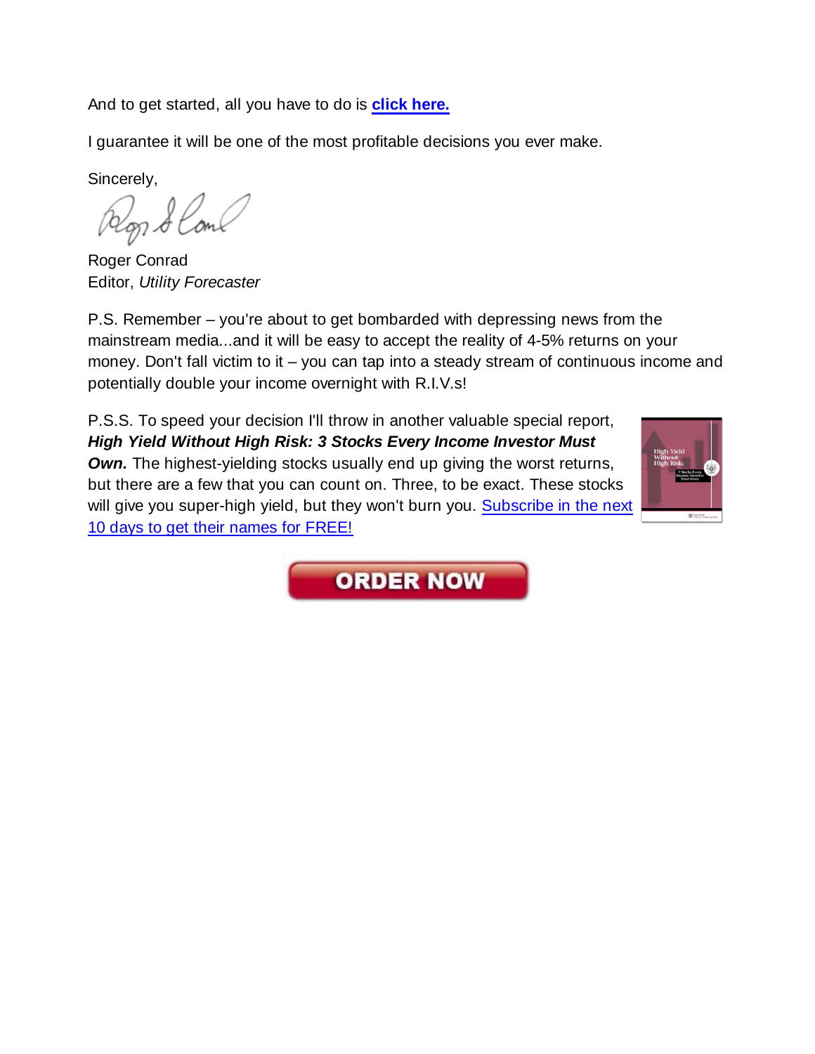And to get started, all you have to do is **click here.**

I guarantee it will be one of the most profitable decisions you ever make.

Sincerely,

Roger Conrad
Editor, *Utility Forecaster*

P.S. Remember – you're about to get bombarded with depressing news from the mainstream media...and it will be easy to accept the reality of 4-5% returns on your money. Don't fall victim to it – you can tap into a steady stream of continuous income and potentially double your income overnight with R.I.V.s!

P.S.S. To speed your decision I'll throw in another valuable special report, ***High Yield Without High Risk: 3 Stocks Every Income Investor Must Own.*** The highest-yielding stocks usually end up giving the worst returns, but there are a few that you can count on. Three, to be exact. These stocks will give you super-high yield, but they won't burn you. Subscribe in the next 10 days to get their names for FREE!

ORDER NOW